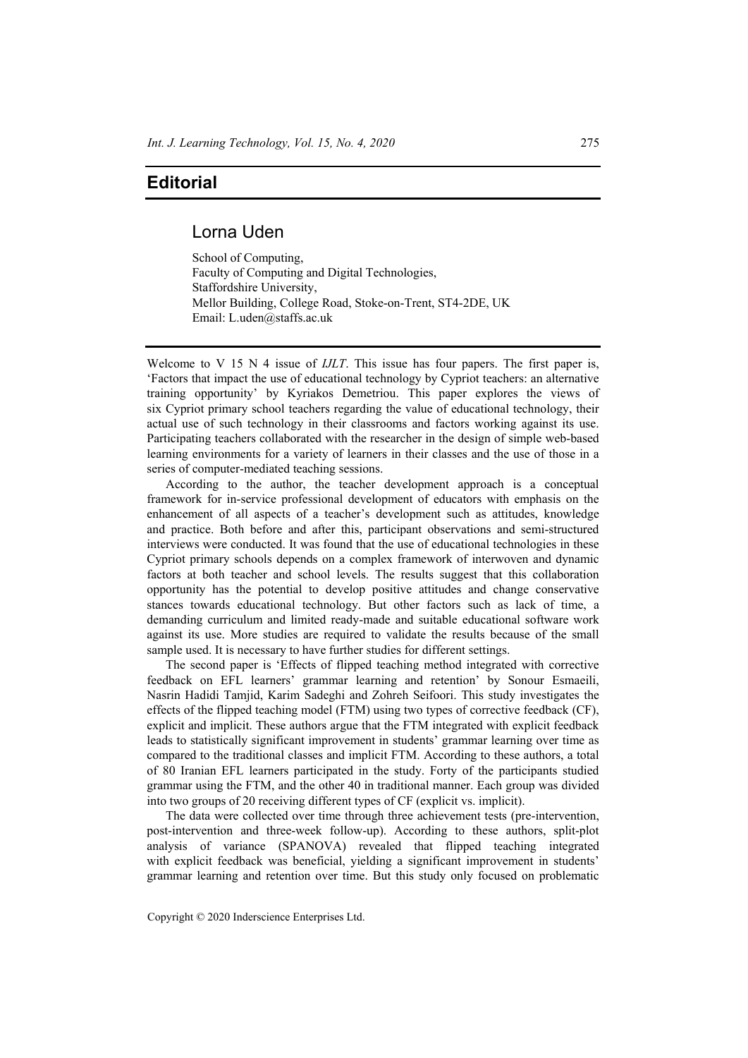# Editorial

## Lorna Uden

School of Computing,
Faculty of Computing and Digital Technologies,
Staffordshire University,
Mellor Building, College Road, Stoke-on-Trent, ST4-2DE, UK
Email: L.uden@staffs.ac.uk

Welcome to V 15 N 4 issue of *IJLT*. This issue has four papers. The first paper is, 'Factors that impact the use of educational technology by Cypriot teachers: an alternative training opportunity' by Kyriakos Demetriou. This paper explores the views of six Cypriot primary school teachers regarding the value of educational technology, their actual use of such technology in their classrooms and factors working against its use. Participating teachers collaborated with the researcher in the design of simple web-based learning environments for a variety of learners in their classes and the use of those in a series of computer-mediated teaching sessions.

According to the author, the teacher development approach is a conceptual framework for in-service professional development of educators with emphasis on the enhancement of all aspects of a teacher's development such as attitudes, knowledge and practice. Both before and after this, participant observations and semi-structured interviews were conducted. It was found that the use of educational technologies in these Cypriot primary schools depends on a complex framework of interwoven and dynamic factors at both teacher and school levels. The results suggest that this collaboration opportunity has the potential to develop positive attitudes and change conservative stances towards educational technology. But other factors such as lack of time, a demanding curriculum and limited ready-made and suitable educational software work against its use. More studies are required to validate the results because of the small sample used. It is necessary to have further studies for different settings.

The second paper is 'Effects of flipped teaching method integrated with corrective feedback on EFL learners' grammar learning and retention' by Sonour Esmaeili, Nasrin Hadidi Tamjid, Karim Sadeghi and Zohreh Seifoori. This study investigates the effects of the flipped teaching model (FTM) using two types of corrective feedback (CF), explicit and implicit. These authors argue that the FTM integrated with explicit feedback leads to statistically significant improvement in students' grammar learning over time as compared to the traditional classes and implicit FTM. According to these authors, a total of 80 Iranian EFL learners participated in the study. Forty of the participants studied grammar using the FTM, and the other 40 in traditional manner. Each group was divided into two groups of 20 receiving different types of CF (explicit vs. implicit).

The data were collected over time through three achievement tests (pre-intervention, post-intervention and three-week follow-up). According to these authors, split-plot analysis of variance (SPANOVA) revealed that flipped teaching integrated with explicit feedback was beneficial, yielding a significant improvement in students' grammar learning and retention over time. But this study only focused on problematic

Copyright © 2020 Inderscience Enterprises Ltd.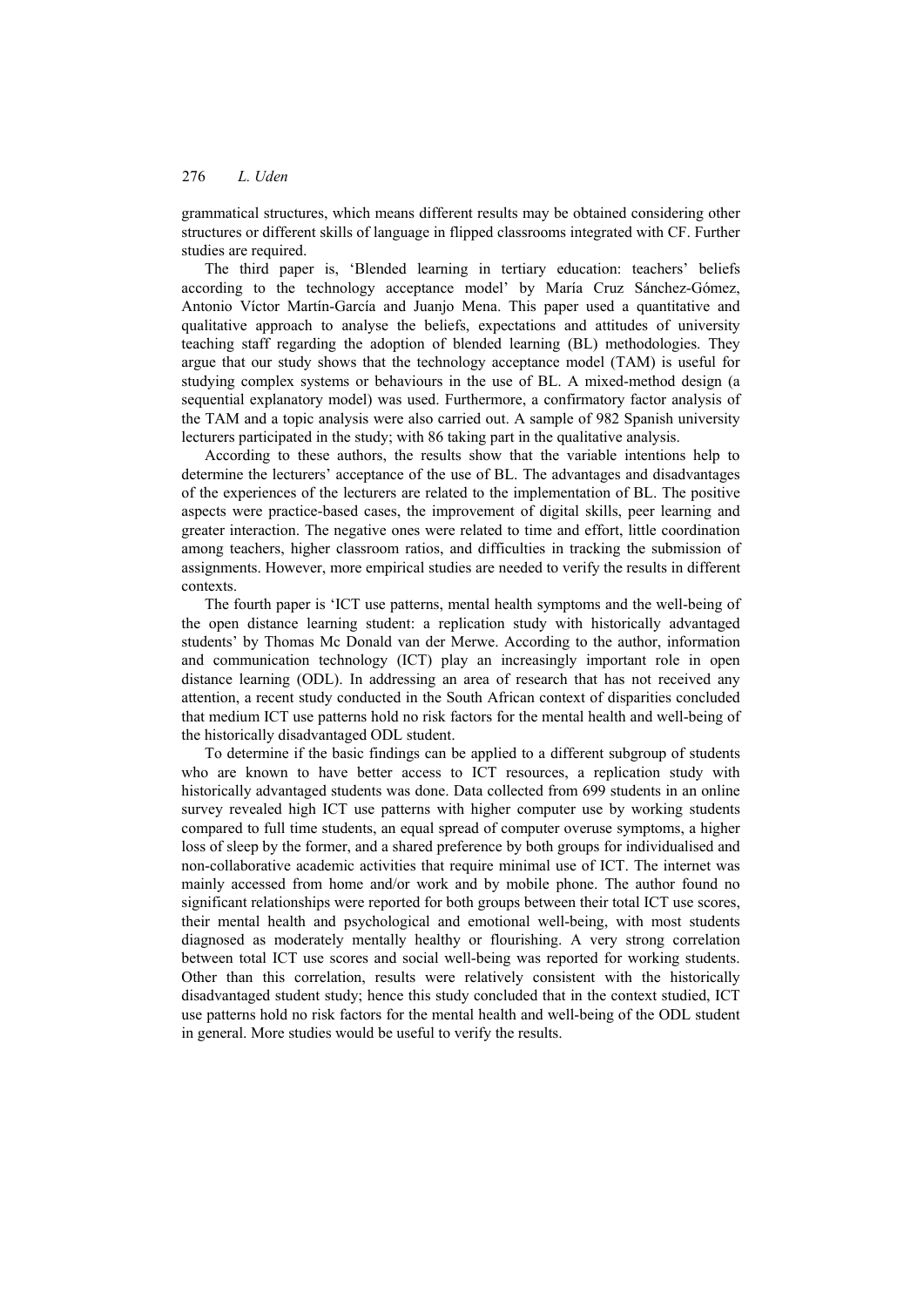grammatical structures, which means different results may be obtained considering other structures or different skills of language in flipped classrooms integrated with CF. Further studies are required.

The third paper is, 'Blended learning in tertiary education: teachers' beliefs according to the technology acceptance model' by María Cruz Sánchez-Gómez, Antonio Víctor Martín-García and Juanjo Mena. This paper used a quantitative and qualitative approach to analyse the beliefs, expectations and attitudes of university teaching staff regarding the adoption of blended learning (BL) methodologies. They argue that our study shows that the technology acceptance model (TAM) is useful for studying complex systems or behaviours in the use of BL. A mixed-method design (a sequential explanatory model) was used. Furthermore, a confirmatory factor analysis of the TAM and a topic analysis were also carried out. A sample of 982 Spanish university lecturers participated in the study; with 86 taking part in the qualitative analysis.

According to these authors, the results show that the variable intentions help to determine the lecturers' acceptance of the use of BL. The advantages and disadvantages of the experiences of the lecturers are related to the implementation of BL. The positive aspects were practice-based cases, the improvement of digital skills, peer learning and greater interaction. The negative ones were related to time and effort, little coordination among teachers, higher classroom ratios, and difficulties in tracking the submission of assignments. However, more empirical studies are needed to verify the results in different contexts.

The fourth paper is 'ICT use patterns, mental health symptoms and the well-being of the open distance learning student: a replication study with historically advantaged students' by Thomas Mc Donald van der Merwe. According to the author, information and communication technology (ICT) play an increasingly important role in open distance learning (ODL). In addressing an area of research that has not received any attention, a recent study conducted in the South African context of disparities concluded that medium ICT use patterns hold no risk factors for the mental health and well-being of the historically disadvantaged ODL student.

To determine if the basic findings can be applied to a different subgroup of students who are known to have better access to ICT resources, a replication study with historically advantaged students was done. Data collected from 699 students in an online survey revealed high ICT use patterns with higher computer use by working students compared to full time students, an equal spread of computer overuse symptoms, a higher loss of sleep by the former, and a shared preference by both groups for individualised and non-collaborative academic activities that require minimal use of ICT. The internet was mainly accessed from home and/or work and by mobile phone. The author found no significant relationships were reported for both groups between their total ICT use scores, their mental health and psychological and emotional well-being, with most students diagnosed as moderately mentally healthy or flourishing. A very strong correlation between total ICT use scores and social well-being was reported for working students. Other than this correlation, results were relatively consistent with the historically disadvantaged student study; hence this study concluded that in the context studied, ICT use patterns hold no risk factors for the mental health and well-being of the ODL student in general. More studies would be useful to verify the results.